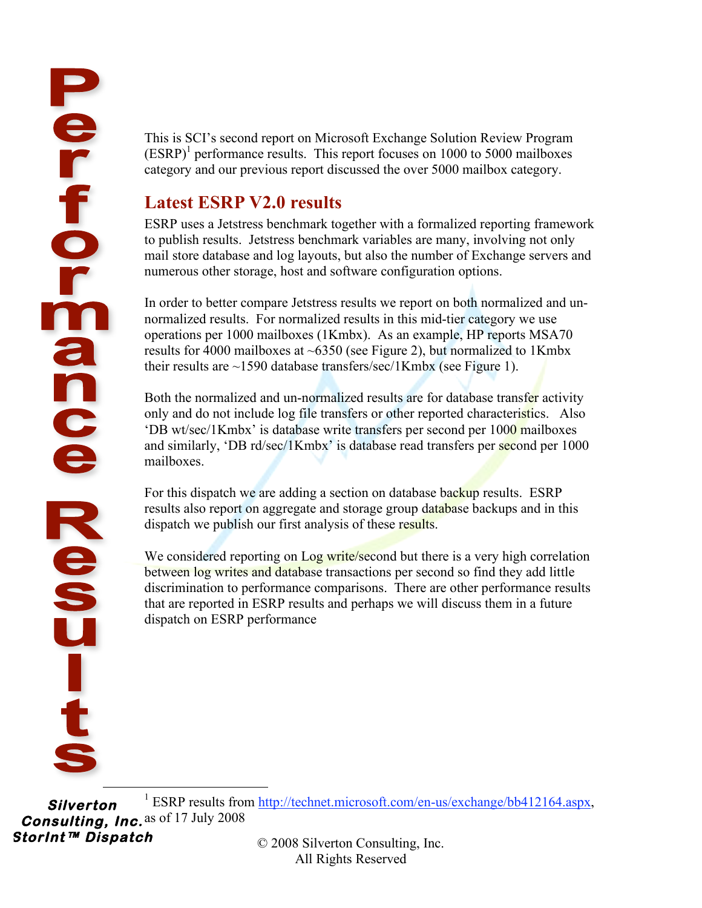This is SCI's second report on Microsoft Exchange Solution Review Program (ESRP)[1] performance results. This report focuses on 1000 to 5000 mailboxes category and our previous report discussed the over 5000 mailbox category.

## Latest ESRP V2.0 results

ESRP uses a Jetstress benchmark together with a formalized reporting framework to publish results. Jetstress benchmark variables are many, involving not only mail store database and log layouts, but also the number of Exchange servers and numerous other storage, host and software configuration options.

In order to better compare Jetstress results we report on both normalized and un-normalized results. For normalized results in this mid-tier category we use operations per 1000 mailboxes (1Kmbx). As an example, HP reports MSA70 results for 4000 mailboxes at ~6350 (see Figure 2), but normalized to 1Kmbx their results are ~1590 database transfers/sec/1Kmbx (see Figure 1).

Both the normalized and un-normalized results are for database transfer activity only and do not include log file transfers or other reported characteristics. Also 'DB wt/sec/1Kmbx' is database write transfers per second per 1000 mailboxes and similarly, 'DB rd/sec/1Kmbx' is database read transfers per second per 1000 mailboxes.

For this dispatch we are adding a section on database backup results. ESRP results also report on aggregate and storage group database backups and in this dispatch we publish our first analysis of these results.

We considered reporting on Log write/second but there is a very high correlation between log writes and database transactions per second so find they add little discrimination to performance comparisons. There are other performance results that are reported in ESRP results and perhaps we will discuss them in a future dispatch on ESRP performance

[1] ESRP results from http://technet.microsoft.com/en-us/exchange/bb412164.aspx, as of 17 July 2008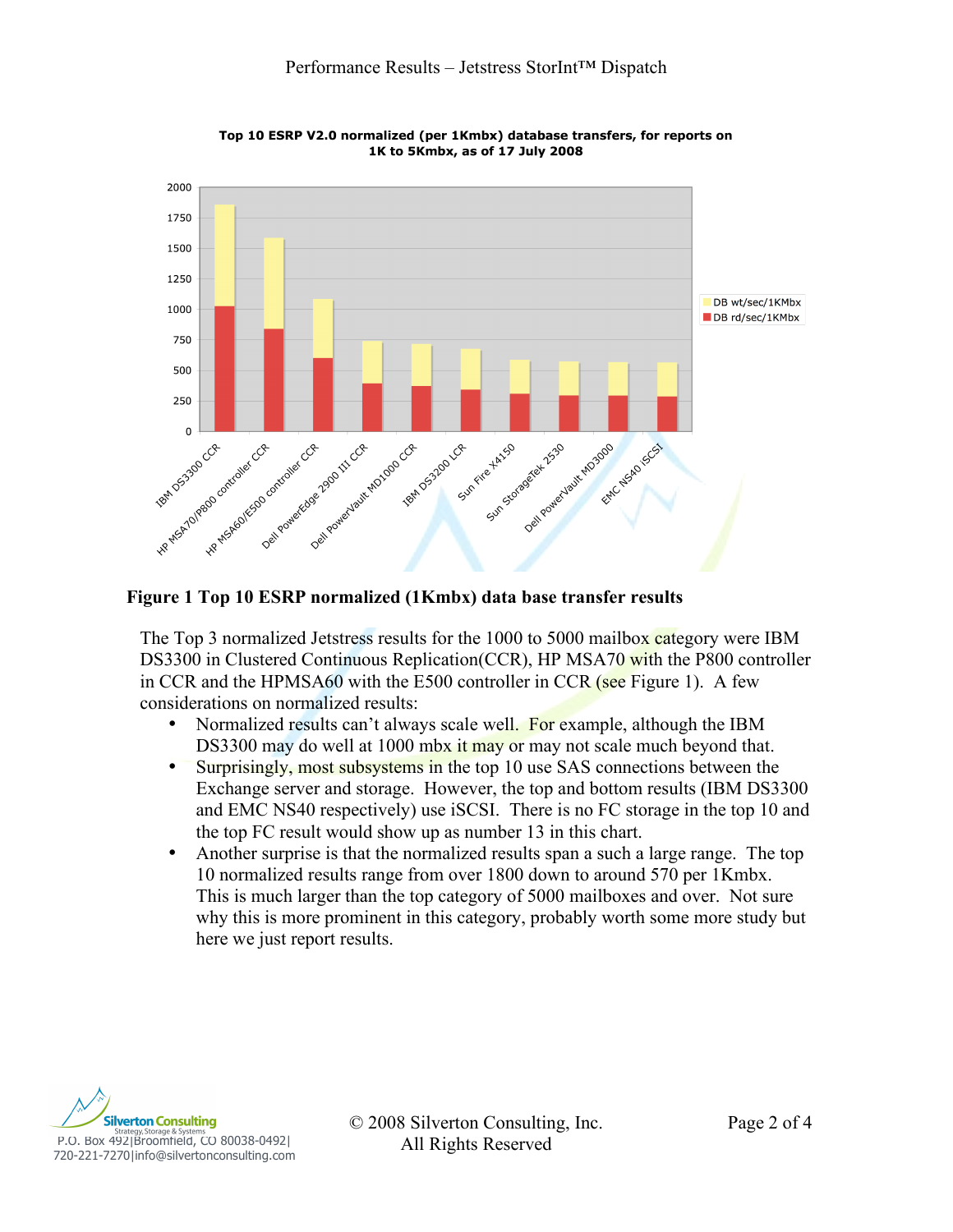Top 10 ESRP V2.0 normalized (per 1Kmbx) database transfers, for reports on 1K to 5Kmbx, as of 17 July 2008

**Figure 1 Top 10 ESRP normalized (1Kmbx) data base transfer results**

The Top 3 normalized Jetstress results for the 1000 to 5000 mailbox category were IBM DS3300 in Clustered Continuous Replication(CCR), HP MSA70 with the P800 controller in CCR and the HPMSA60 with the E500 controller in CCR (see Figure 1). A few considerations on normalized results:

- Normalized results can't always scale well. For example, although the IBM DS3300 may do well at 1000 mbx it may or may not scale much beyond that.
- Surprisingly, most subsystems in the top 10 use SAS connections between the Exchange server and storage. However, the top and bottom results (IBM DS3300 and EMC NS40 respectively) use iSCSI. There is no FC storage in the top 10 and the top FC result would show up as number 13 in this chart.
- Another surprise is that the normalized results span a such a large range. The top 10 normalized results range from over 1800 down to around 570 per 1Kmbx. This is much larger than the top category of 5000 mailboxes and over. Not sure why this is more prominent in this category, probably worth some more study but here we just report results.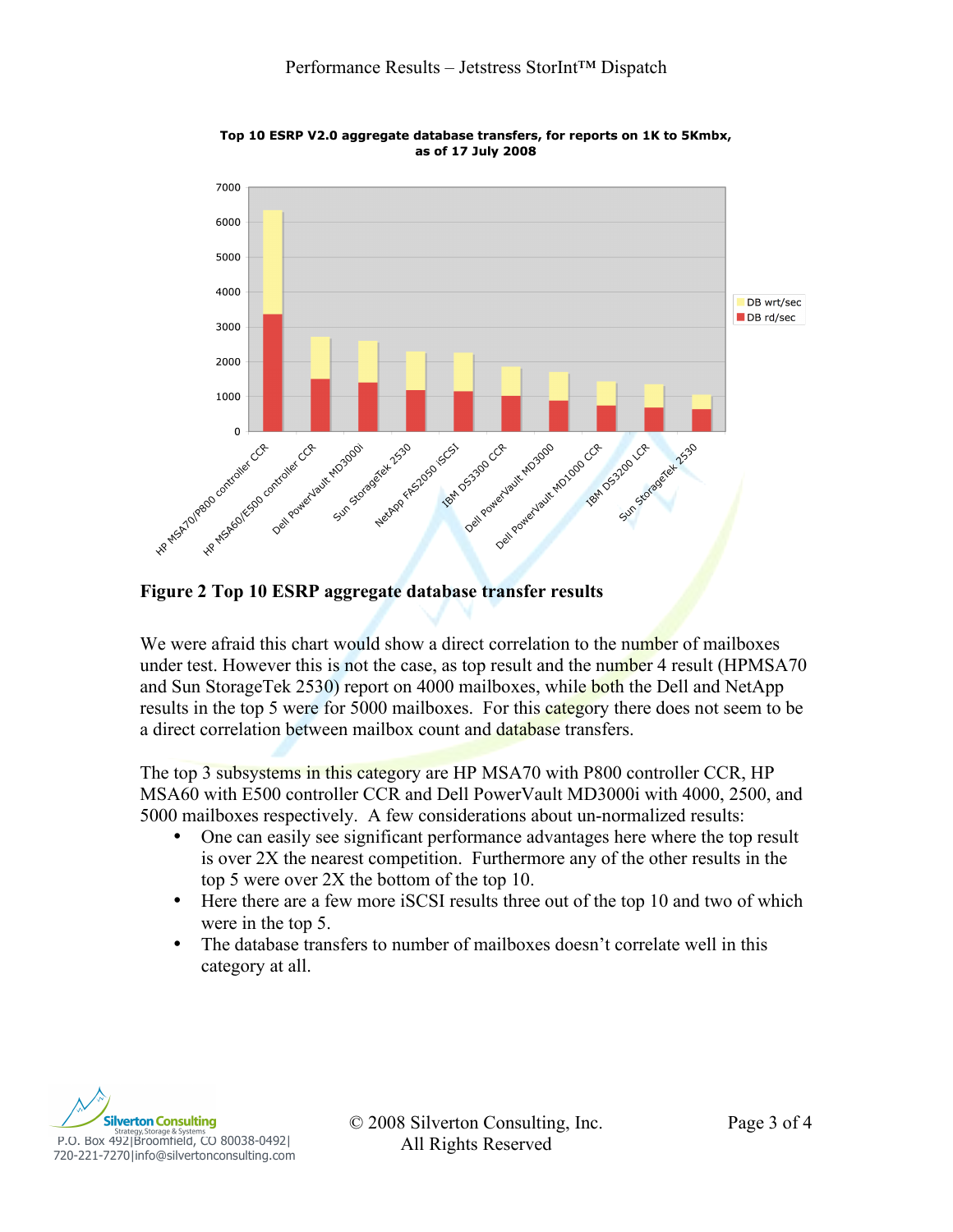Top 10 ESRP V2.0 aggregate database transfers, for reports on 1K to 5Kmbx, as of 17 July 2008

**Figure 2 Top 10 ESRP aggregate database transfer results**

We were afraid this chart would show a direct correlation to the number of mailboxes under test. However this is not the case, as top result and the number 4 result (HPMSA70 and Sun StorageTek 2530) report on 4000 mailboxes, while both the Dell and NetApp results in the top 5 were for 5000 mailboxes. For this category there does not seem to be a direct correlation between mailbox count and database transfers.

The top 3 subsystems in this category are HP MSA70 with P800 controller CCR, HP MSA60 with E500 controller CCR and Dell PowerVault MD3000i with 4000, 2500, and 5000 mailboxes respectively. A few considerations about un-normalized results:

- One can easily see significant performance advantages here where the top result is over 2X the nearest competition. Furthermore any of the other results in the top 5 were over 2X the bottom of the top 10.
- Here there are a few more iSCSI results three out of the top 10 and two of which were in the top 5.
- The database transfers to number of mailboxes doesn't correlate well in this category at all.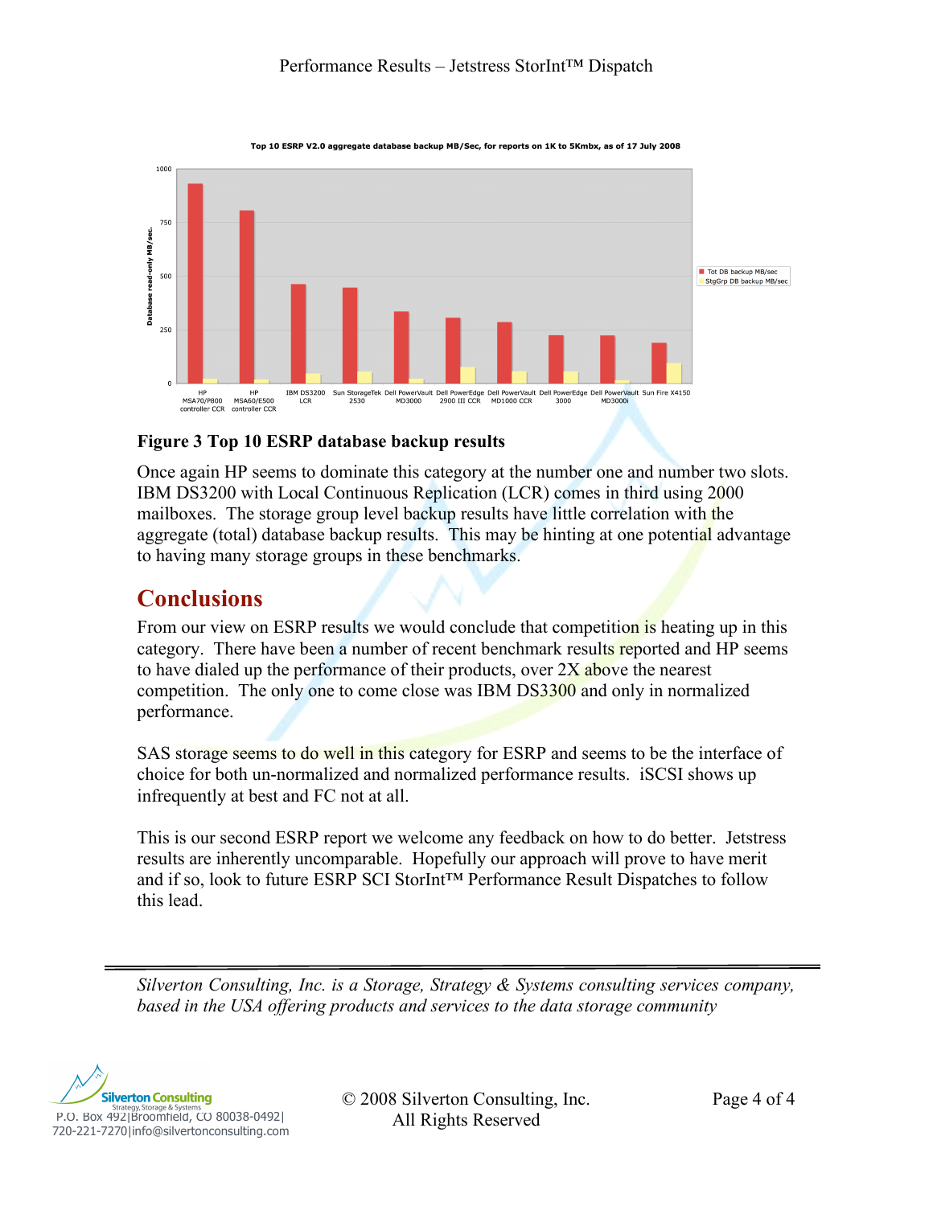Top 10 ESRP V2.0 aggregate database backup MB/Sec, for reports on 1K to 5Kmbx, as of 17 July 2008

Database read-only MB/sec.

1000
750
500
250
0

HP MSA70/P800 controller CCR
HP MSA60/E500 controller CCR
IBM DS3200 LCR
Sun StorageTek 2530
Dell PowerVault MD3000
Dell PowerEdge 2900 III CCR
Dell PowerVault MD1000 CCR
Dell PowerEdge 3000
Dell PowerVault MD3000i
Sun Fire X4150

Tot DB backup MB/sec
StgGrp DB backup MB/sec

**Figure 3 Top 10 ESRP database backup results**

Once again HP seems to dominate this category at the number one and number two slots. IBM DS3200 with Local Continuous Replication (LCR) comes in third using 2000 mailboxes. The storage group level backup results have little correlation with the aggregate (total) database backup results. This may be hinting at one potential advantage to having many storage groups in these benchmarks.

## Conclusions

From our view on ESRP results we would conclude that competition is heating up in this category. There have been a number of recent benchmark results reported and HP seems to have dialed up the performance of their products, over 2X above the nearest competition. The only one to come close was IBM DS3300 and only in normalized performance.

SAS storage seems to do well in this category for ESRP and seems to be the interface of choice for both un-normalized and normalized performance results. iSCSI shows up infrequently at best and FC not at all.

This is our second ESRP report we welcome any feedback on how to do better. Jetstress results are inherently uncomparable. Hopefully our approach will prove to have merit and if so, look to future ESRP SCI StorInt™ Performance Result Dispatches to follow this lead.

---

*Silverton Consulting, Inc. is a Storage, Strategy & Systems consulting services company, based in the USA offering products and services to the data storage community*

Silverton Consulting
Strategy, Storage & Systems
P.O. Box 492|Broomfield, CO 80038-0492|
720-221-7270|info@silvertonconsulting.com

© 2008 Silverton Consulting, Inc.
All Rights Reserved